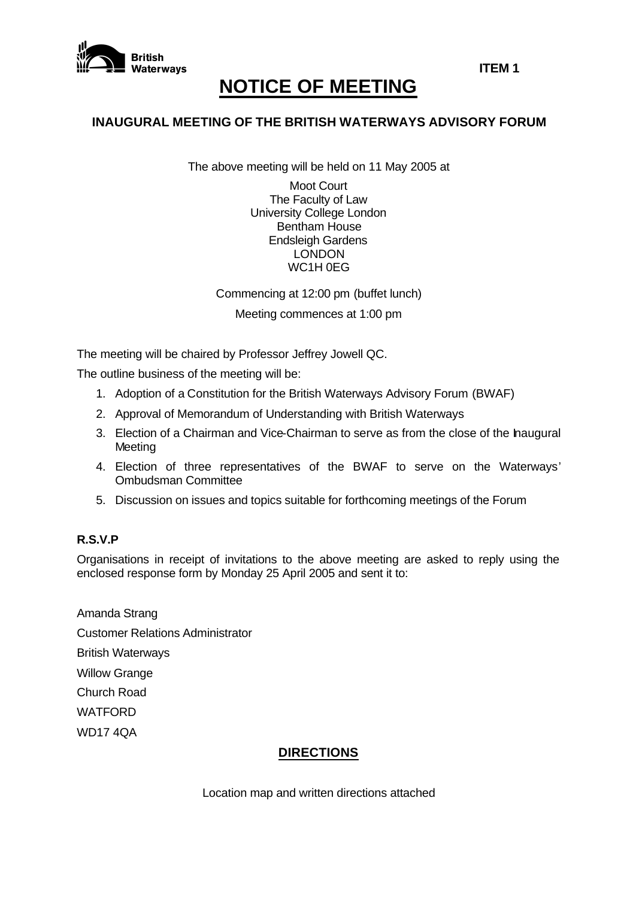British Waterways

**ITEM 1**

# NOTICE OF MEETING

### INAUGURAL MEETING OF THE BRITISH WATERWAYS ADVISORY FORUM

The above meeting will be held on 11 May 2005 at

Moot Court
The Faculty of Law
University College London
Bentham House
Endsleigh Gardens
LONDON
WC1H 0EG

Commencing at 12:00 pm (buffet lunch)

Meeting commences at 1:00 pm

The meeting will be chaired by Professor Jeffrey Jowell QC.

The outline business of the meeting will be:

1. Adoption of a Constitution for the British Waterways Advisory Forum (BWAF)
2. Approval of Memorandum of Understanding with British Waterways
3. Election of a Chairman and Vice-Chairman to serve as from the close of the Inaugural Meeting
4. Election of three representatives of the BWAF to serve on the Waterways' Ombudsman Committee
5. Discussion on issues and topics suitable for forthcoming meetings of the Forum

**R.S.V.P**

Organisations in receipt of invitations to the above meeting are asked to reply using the enclosed response form by Monday 25 April 2005 and sent it to:

Amanda Strang
Customer Relations Administrator
British Waterways
Willow Grange
Church Road
WATFORD
WD17 4QA

## DIRECTIONS

Location map and written directions attached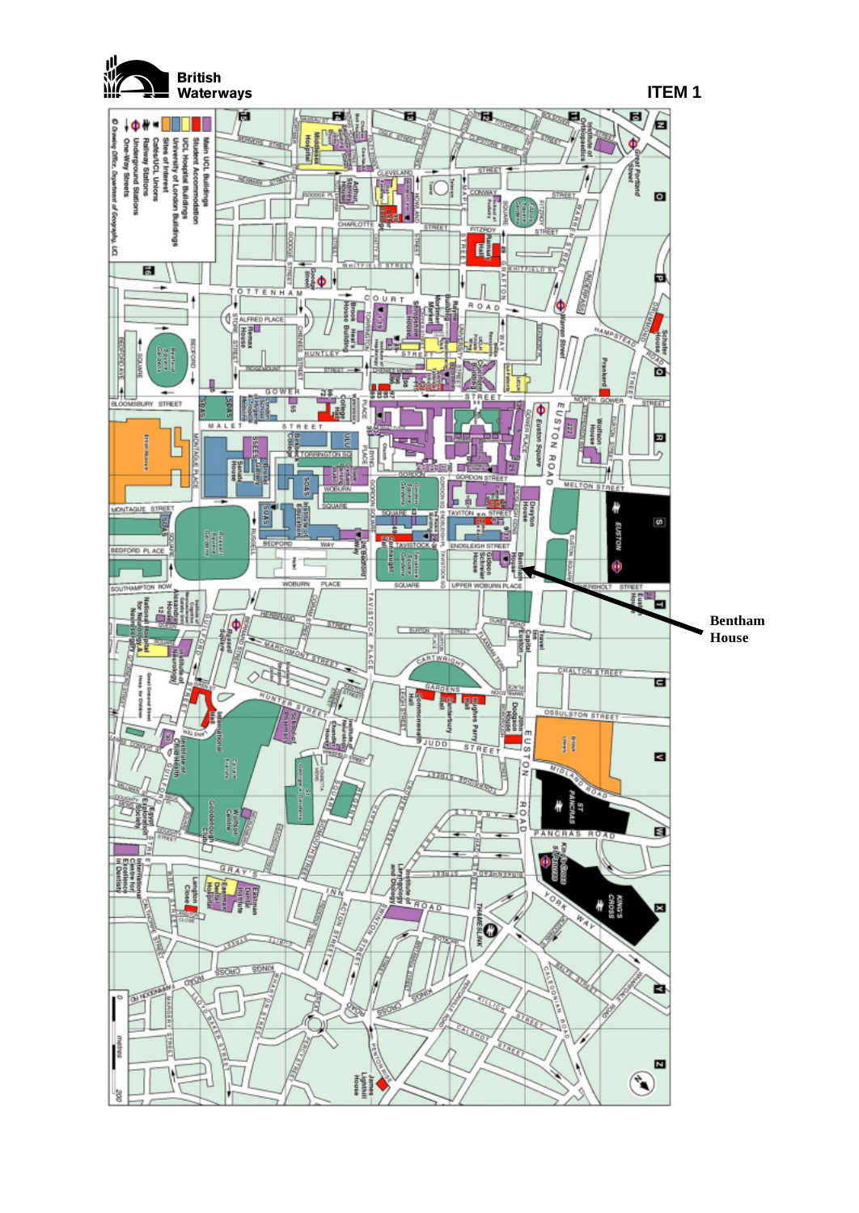**British Waterways**

**ITEM 1**

**Bentham House**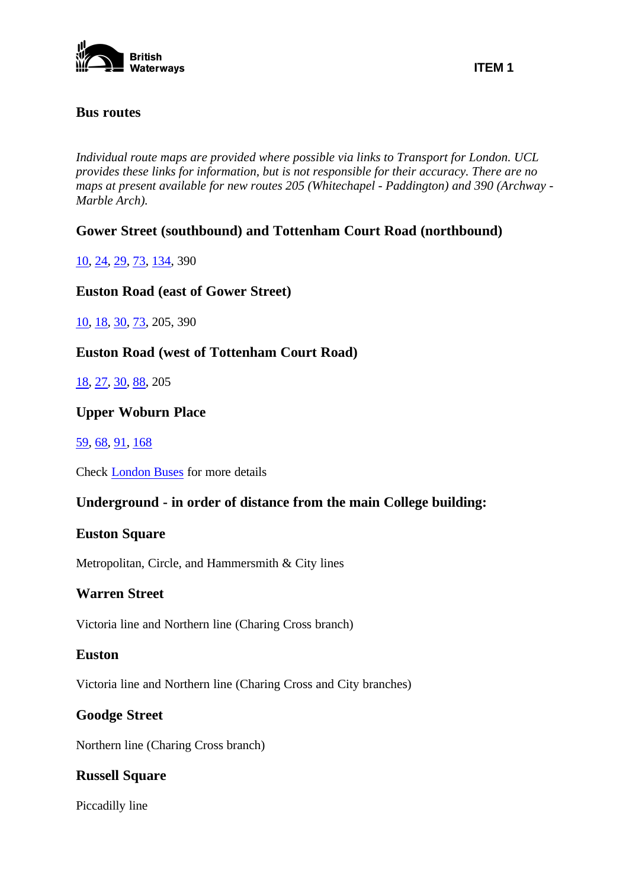British Waterways

ITEM 1

## Bus routes

*Individual route maps are provided where possible via links to Transport for London. UCL provides these links for information, but is not responsible for their accuracy. There are no maps at present available for new routes 205 (Whitechapel - Paddington) and 390 (Archway - Marble Arch).*

### Gower Street (southbound) and Tottenham Court Road (northbound)

10, 24, 29, 73, 134, 390

### Euston Road (east of Gower Street)

10, 18, 30, 73, 205, 390

### Euston Road (west of Tottenham Court Road)

18, 27, 30, 88, 205

### Upper Woburn Place

59, 68, 91, 168

Check London Buses for more details

### Underground - in order of distance from the main College building:

### Euston Square

Metropolitan, Circle, and Hammersmith & City lines

### Warren Street

Victoria line and Northern line (Charing Cross branch)

### Euston

Victoria line and Northern line (Charing Cross and City branches)

### Goodge Street

Northern line (Charing Cross branch)

### Russell Square

Piccadilly line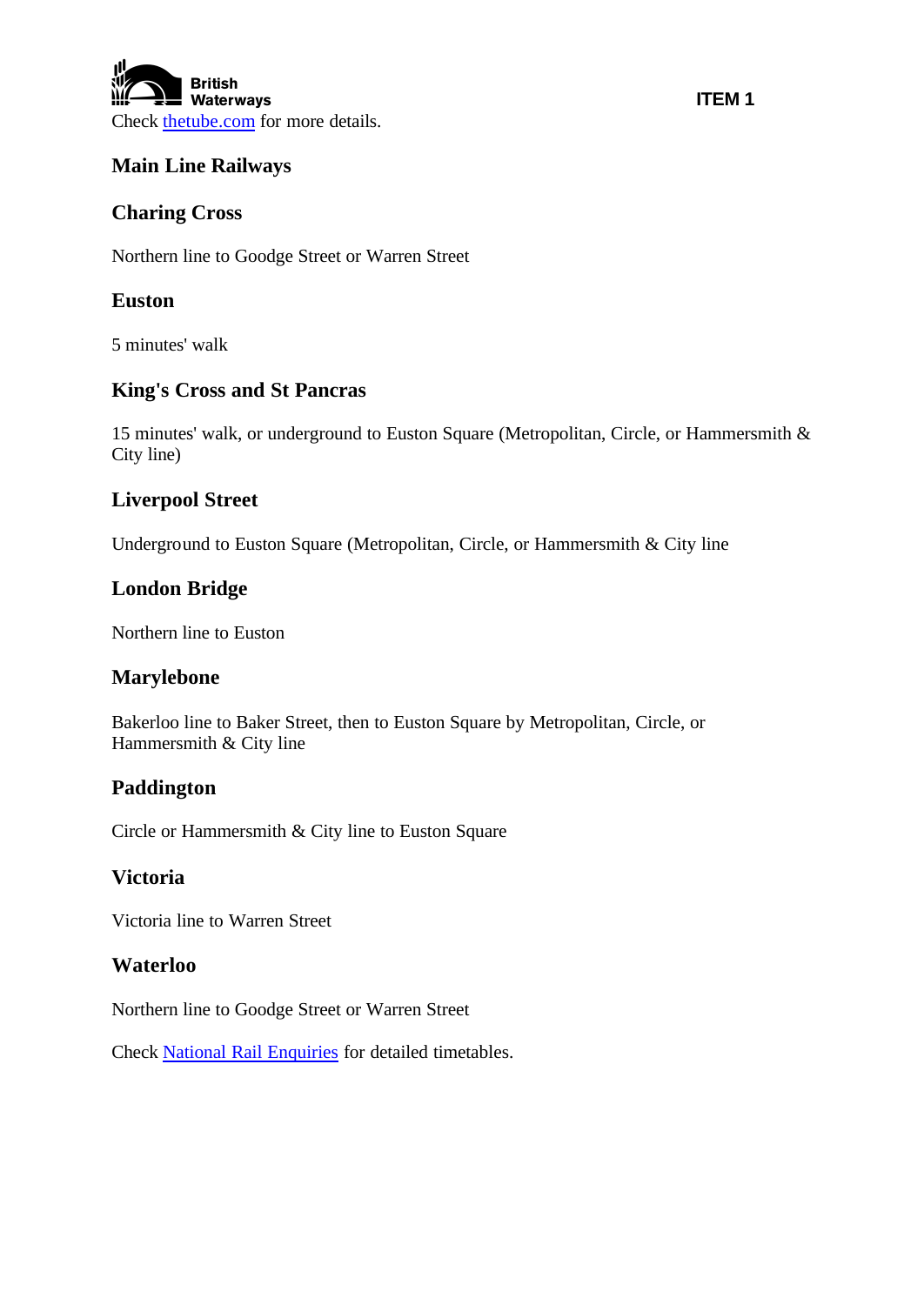Check [thetube.com](thetube.com) for more details.

### Main Line Railways

### Charing Cross

Northern line to Goodge Street or Warren Street

### Euston

5 minutes' walk

### King's Cross and St Pancras

15 minutes' walk, or underground to Euston Square (Metropolitan, Circle, or Hammersmith & City line)

### Liverpool Street

Underground to Euston Square (Metropolitan, Circle, or Hammersmith & City line

### London Bridge

Northern line to Euston

### Marylebone

Bakerloo line to Baker Street, then to Euston Square by Metropolitan, Circle, or Hammersmith & City line

### Paddington

Circle or Hammersmith & City line to Euston Square

### Victoria

Victoria line to Warren Street

### Waterloo

Northern line to Goodge Street or Warren Street

Check National Rail Enquiries for detailed timetables.